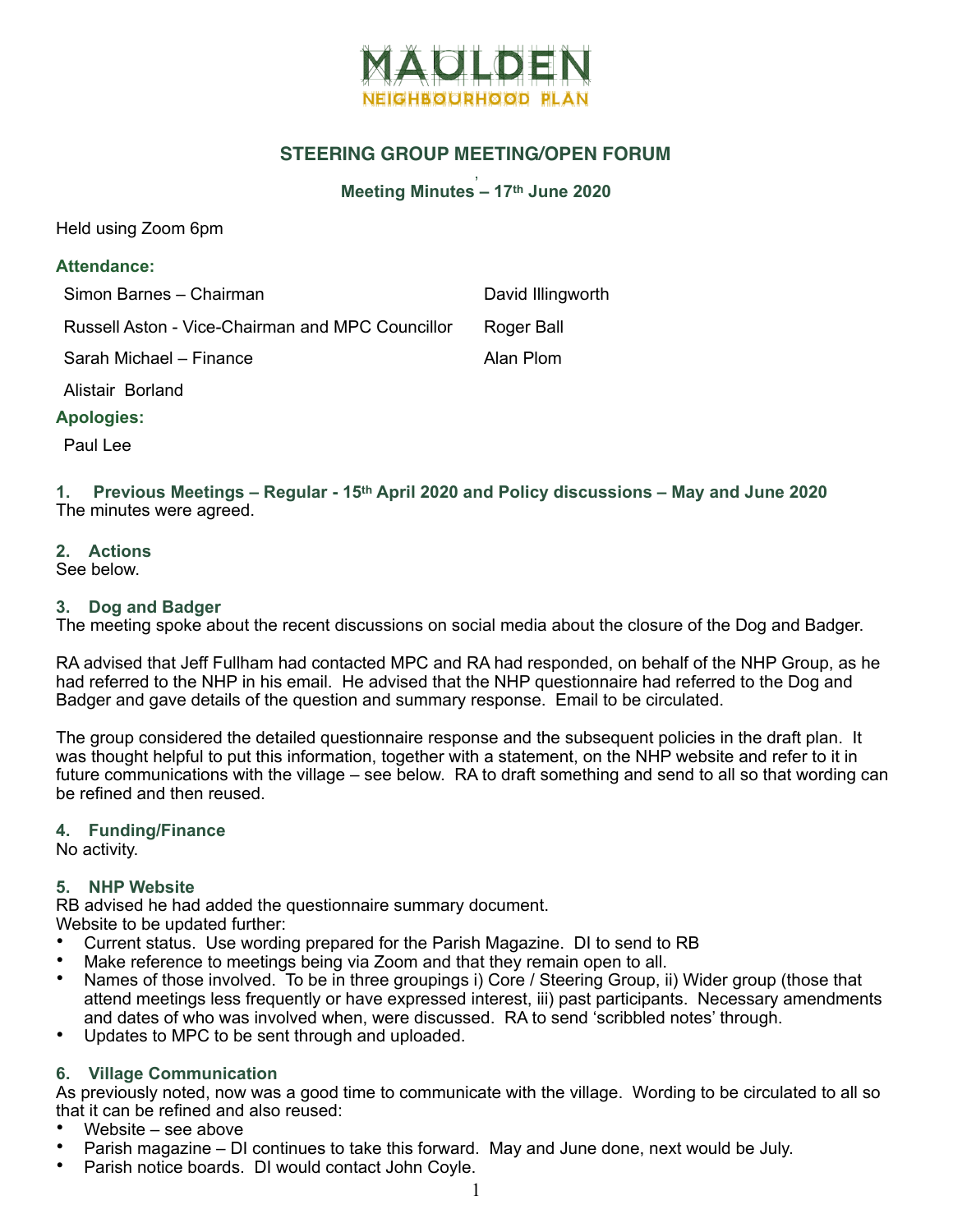# MAULDEN
## NEIGHBOURHOOD PLAN

## STEERING GROUP MEETING/OPEN FORUM

### Meeting Minutes – 17th June 2020

Held using Zoom 6pm

**Attendance:**

| | |
|---|---|
| Simon Barnes – Chairman | David Illingworth |
| Russell Aston - Vice-Chairman and MPC Councillor | Roger Ball |
| Sarah Michael – Finance | Alan Plom |
| Alistair Borland | |

**Apologies:**

Paul Lee

### 1. Previous Meetings – Regular - 15th April 2020 and Policy discussions – May and June 2020

The minutes were agreed.

### 2. Actions

See below.

### 3. Dog and Badger

The meeting spoke about the recent discussions on social media about the closure of the Dog and Badger.

RA advised that Jeff Fullham had contacted MPC and RA had responded, on behalf of the NHP Group, as he had referred to the NHP in his email. He advised that the NHP questionnaire had referred to the Dog and Badger and gave details of the question and summary response. Email to be circulated.

The group considered the detailed questionnaire response and the subsequent policies in the draft plan. It was thought helpful to put this information, together with a statement, on the NHP website and refer to it in future communications with the village – see below. RA to draft something and send to all so that wording can be refined and then reused.

### 4. Funding/Finance

No activity.

### 5. NHP Website

RB advised he had added the questionnaire summary document.

Website to be updated further:

- Current status. Use wording prepared for the Parish Magazine. DI to send to RB
- Make reference to meetings being via Zoom and that they remain open to all.
- Names of those involved. To be in three groupings i) Core / Steering Group, ii) Wider group (those that attend meetings less frequently or have expressed interest, iii) past participants. Necessary amendments and dates of who was involved when, were discussed. RA to send 'scribbled notes' through.
- Updates to MPC to be sent through and uploaded.

### 6. Village Communication

As previously noted, now was a good time to communicate with the village. Wording to be circulated to all so that it can be refined and also reused:

- Website – see above
- Parish magazine – DI continues to take this forward. May and June done, next would be July.
- Parish notice boards. DI would contact John Coyle.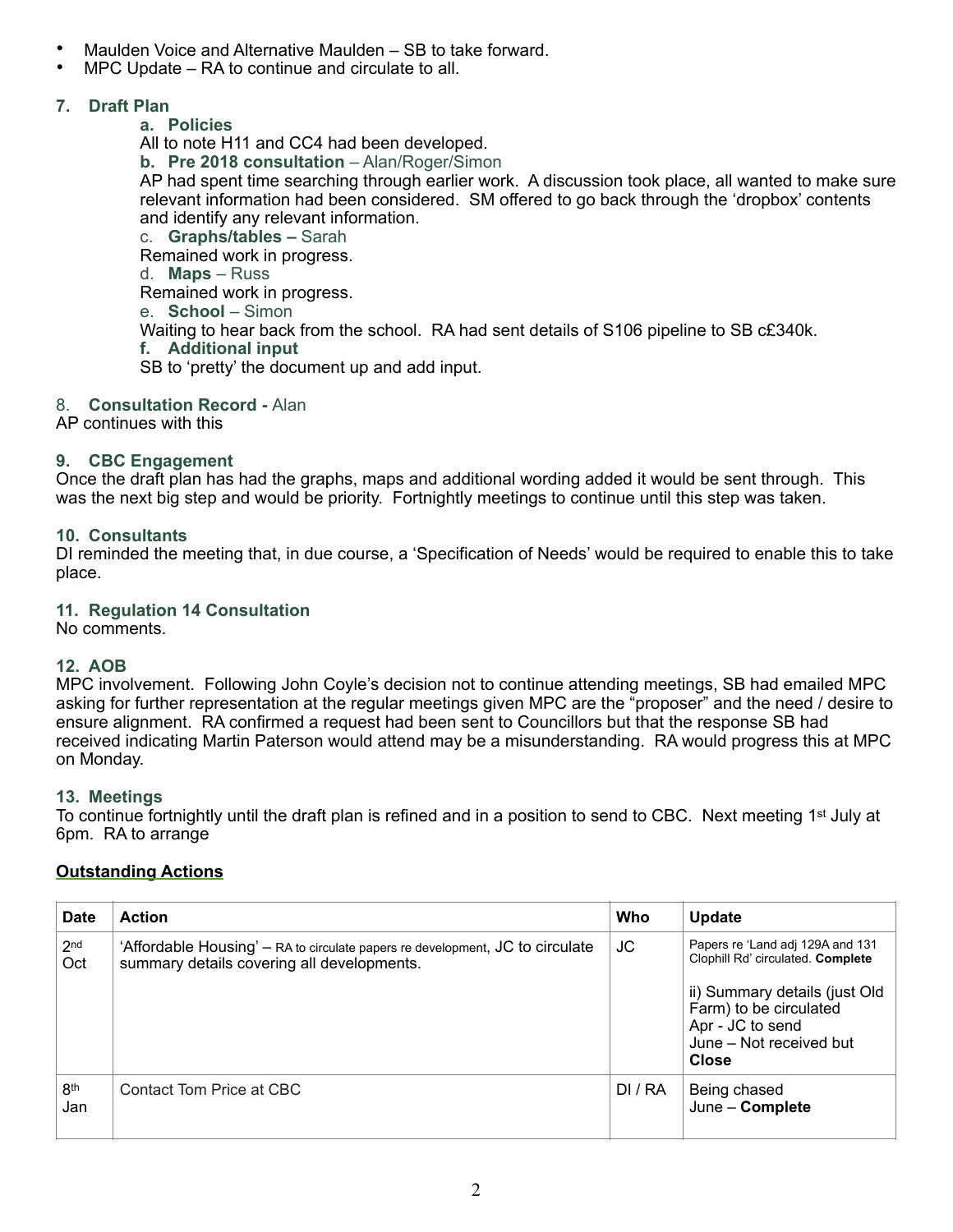- Maulden Voice and Alternative Maulden – SB to take forward.
- MPC Update – RA to continue and circulate to all.

### 7. Draft Plan

**a. Policies**

All to note H11 and CC4 had been developed.

**b. Pre 2018 consultation** – Alan/Roger/Simon

AP had spent time searching through earlier work. A discussion took place, all wanted to make sure relevant information had been considered. SM offered to go back through the 'dropbox' contents and identify any relevant information.

c. **Graphs/tables –** Sarah

Remained work in progress.

d. **Maps** – Russ

Remained work in progress.

e. **School** – Simon

Waiting to hear back from the school. RA had sent details of S106 pipeline to SB c£340k.

**f. Additional input**

SB to 'pretty' the document up and add input.

### 8. Consultation Record - Alan

AP continues with this

### 9. CBC Engagement

Once the draft plan has had the graphs, maps and additional wording added it would be sent through. This was the next big step and would be priority. Fortnightly meetings to continue until this step was taken.

### 10. Consultants

DI reminded the meeting that, in due course, a 'Specification of Needs' would be required to enable this to take place.

### 11. Regulation 14 Consultation

No comments.

### 12. AOB

MPC involvement. Following John Coyle's decision not to continue attending meetings, SB had emailed MPC asking for further representation at the regular meetings given MPC are the "proposer" and the need / desire to ensure alignment. RA confirmed a request had been sent to Councillors but that the response SB had received indicating Martin Paterson would attend may be a misunderstanding. RA would progress this at MPC on Monday.

### 13. Meetings

To continue fortnightly until the draft plan is refined and in a position to send to CBC. Next meeting 1st July at 6pm. RA to arrange

## Outstanding Actions

| Date | Action | Who | Update |
|---|---|---|---|
| 2nd Oct | 'Affordable Housing' – RA to circulate papers re development, JC to circulate summary details covering all developments. | JC | Papers re 'Land adj 129A and 131 Clophill Rd' circulated. **Complete**<br><br>ii) Summary details (just Old Farm) to be circulated<br>Apr - JC to send<br>June – Not received but **Close** |
| 8th Jan | Contact Tom Price at CBC | DI / RA | Being chased<br>June – **Complete** |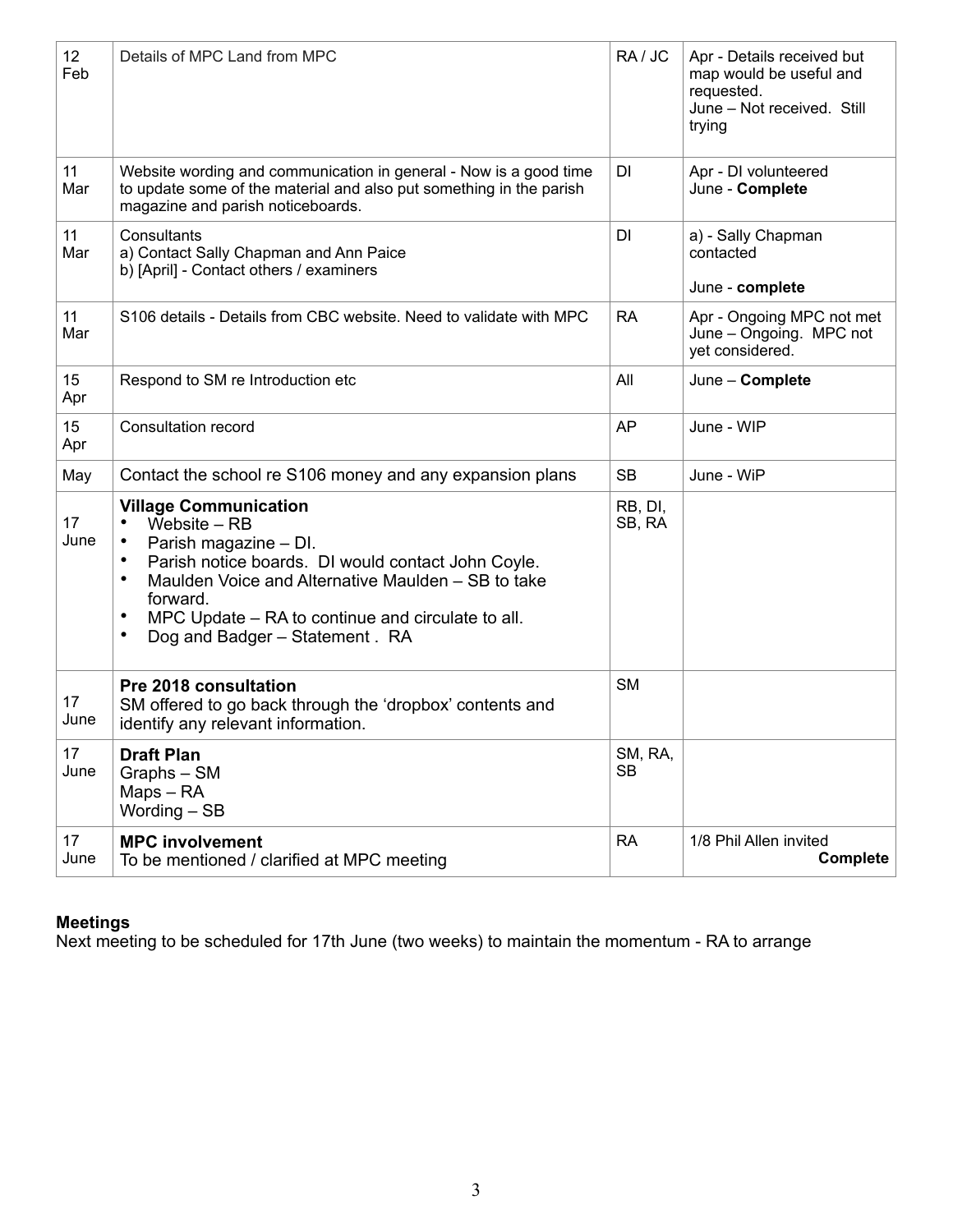| | | | |
|---|---|---|---|
| 12 Feb | Details of MPC Land from MPC | RA / JC | Apr - Details received but map would be useful and requested.<br>June – Not received. Still trying |
| 11 Mar | Website wording and communication in general - Now is a good time to update some of the material and also put something in the parish magazine and parish noticeboards. | DI | Apr - DI volunteered<br>June - **Complete** |
| 11 Mar | Consultants<br>a) Contact Sally Chapman and Ann Paice<br>b) [April] - Contact others / examiners | DI | a) - Sally Chapman contacted<br><br>June - **complete** |
| 11 Mar | S106 details - Details from CBC website. Need to validate with MPC | RA | Apr - Ongoing MPC not met<br>June – Ongoing. MPC not yet considered. |
| 15 Apr | Respond to SM re Introduction etc | All | June – **Complete** |
| 15 Apr | Consultation record | AP | June - WIP |
| May | Contact the school re S106 money and any expansion plans | SB | June - WiP |
| 17 June | **Village Communication**<br>• Website – RB<br>• Parish magazine – DI.<br>• Parish notice boards. DI would contact John Coyle.<br>• Maulden Voice and Alternative Maulden – SB to take forward.<br>• MPC Update – RA to continue and circulate to all.<br>• Dog and Badger – Statement . RA | RB, DI, SB, RA | |
| 17 June | **Pre 2018 consultation**<br>SM offered to go back through the 'dropbox' contents and identify any relevant information. | SM | |
| 17 June | **Draft Plan**<br>Graphs – SM<br>Maps – RA<br>Wording – SB | SM, RA, SB | |
| 17 June | **MPC involvement**<br>To be mentioned / clarified at MPC meeting | RA | 1/8 Phil Allen invited<br>**Complete** |

**Meetings**

Next meeting to be scheduled for 17th June (two weeks) to maintain the momentum - RA to arrange